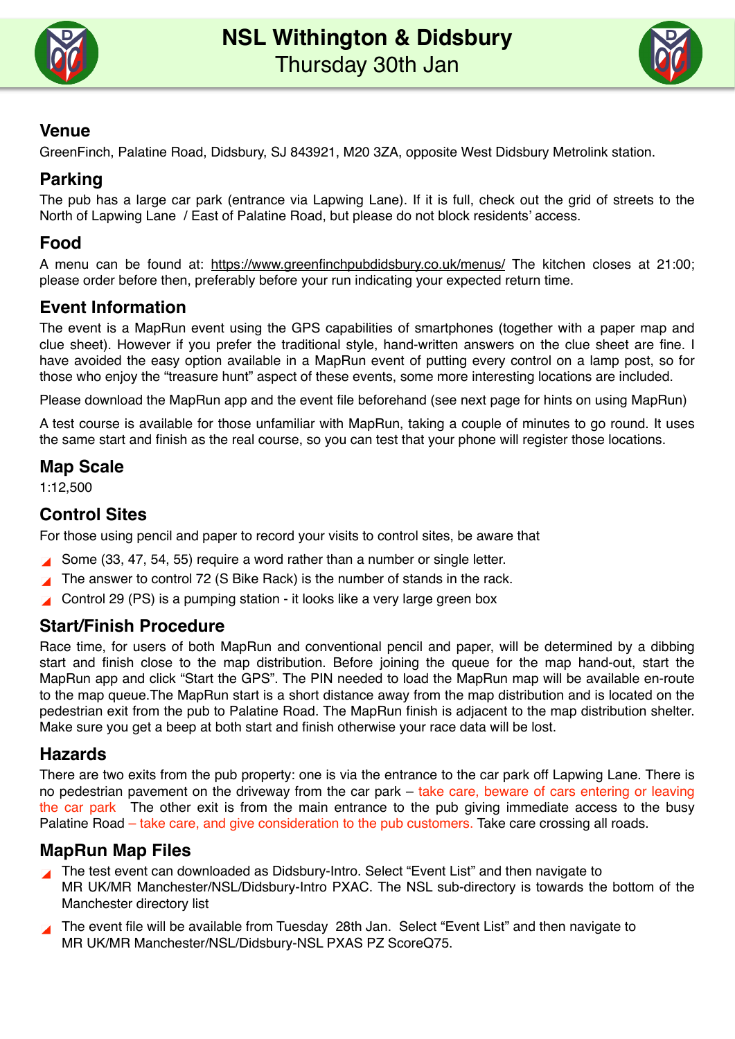# NSL Withington & Didsbury
Thursday 30th Jan

## Venue

GreenFinch, Palatine Road, Didsbury, SJ 843921, M20 3ZA, opposite West Didsbury Metrolink station.

## Parking

The pub has a large car park (entrance via Lapwing Lane). If it is full, check out the grid of streets to the North of Lapwing Lane / East of Palatine Road, but please do not block residents' access.

## Food

A menu can be found at: https://www.greenfinchpubdidsbury.co.uk/menus/ The kitchen closes at 21:00; please order before then, preferably before your run indicating your expected return time.

## Event Information

The event is a MapRun event using the GPS capabilities of smartphones (together with a paper map and clue sheet). However if you prefer the traditional style, hand-written answers on the clue sheet are fine. I have avoided the easy option available in a MapRun event of putting every control on a lamp post, so for those who enjoy the "treasure hunt" aspect of these events, some more interesting locations are included.

Please download the MapRun app and the event file beforehand (see next page for hints on using MapRun)

A test course is available for those unfamiliar with MapRun, taking a couple of minutes to go round. It uses the same start and finish as the real course, so you can test that your phone will register those locations.

## Map Scale

1:12,500

## Control Sites

For those using pencil and paper to record your visits to control sites, be aware that

- Some (33, 47, 54, 55) require a word rather than a number or single letter.
- The answer to control 72 (S Bike Rack) is the number of stands in the rack.
- Control 29 (PS) is a pumping station - it looks like a very large green box

## Start/Finish Procedure

Race time, for users of both MapRun and conventional pencil and paper, will be determined by a dibbing start and finish close to the map distribution. Before joining the queue for the map hand-out, start the MapRun app and click "Start the GPS". The PIN needed to load the MapRun map will be available en-route to the map queue.The MapRun start is a short distance away from the map distribution and is located on the pedestrian exit from the pub to Palatine Road. The MapRun finish is adjacent to the map distribution shelter. Make sure you get a beep at both start and finish otherwise your race data will be lost.

## Hazards

There are two exits from the pub property: one is via the entrance to the car park off Lapwing Lane. There is no pedestrian pavement on the driveway from the car park – take care, beware of cars entering or leaving the car park The other exit is from the main entrance to the pub giving immediate access to the busy Palatine Road – take care, and give consideration to the pub customers. Take care crossing all roads.

## MapRun Map Files

- The test event can downloaded as Didsbury-Intro. Select "Event List" and then navigate to MR UK/MR Manchester/NSL/Didsbury-Intro PXAC. The NSL sub-directory is towards the bottom of the Manchester directory list
- The event file will be available from Tuesday 28th Jan. Select "Event List" and then navigate to MR UK/MR Manchester/NSL/Didsbury-NSL PXAS PZ ScoreQ75.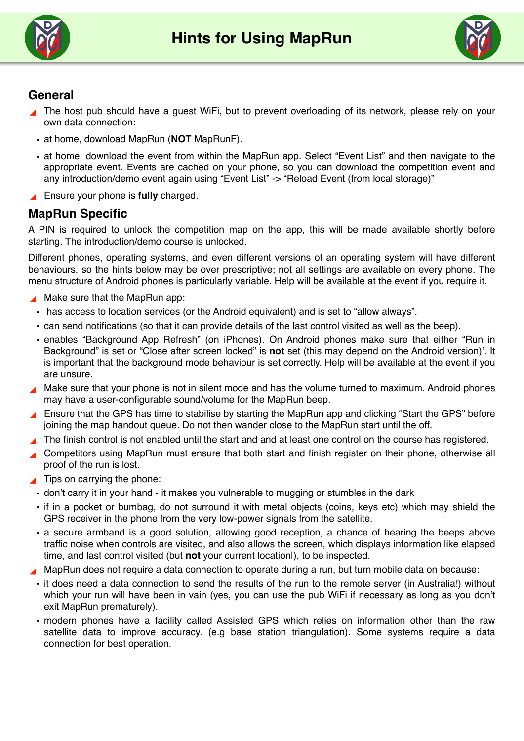# Hints for Using MapRun

## General

- The host pub should have a guest WiFi, but to prevent overloading of its network, please rely on your own data connection:
  - at home, download MapRun (**NOT** MapRunF).
  - at home, download the event from within the MapRun app. Select “Event List” and then navigate to the appropriate event. Events are cached on your phone, so you can download the competition event and any introduction/demo event again using “Event List” -> “Reload Event (from local storage)”
- Ensure your phone is **fully** charged.

## MapRun Specific

A PIN is required to unlock the competition map on the app, this will be made available shortly before starting. The introduction/demo course is unlocked.

Different phones, operating systems, and even different versions of an operating system will have different behaviours, so the hints below may be over prescriptive; not all settings are available on every phone. The menu structure of Android phones is particularly variable. Help will be available at the event if you require it.

- Make sure that the MapRun app:
  - has access to location services (or the Android equivalent) and is set to “allow always”.
  - can send notifications (so that it can provide details of the last control visited as well as the beep).
  - enables “Background App Refresh” (on iPhones). On Android phones make sure that either “Run in Background” is set or “Close after screen locked” is **not** set (this may depend on the Android version)’. It is important that the background mode behaviour is set correctly. Help will be available at the event if you are unsure.
- Make sure that your phone is not in silent mode and has the volume turned to maximum. Android phones may have a user-configurable sound/volume for the MapRun beep.
- Ensure that the GPS has time to stabilise by starting the MapRun app and clicking “Start the GPS” before joining the map handout queue. Do not then wander close to the MapRun start until the off.
- The finish control is not enabled until the start and and at least one control on the course has registered.
- Competitors using MapRun must ensure that both start and finish register on their phone, otherwise all proof of the run is lost.
- Tips on carrying the phone:
  - don’t carry it in your hand - it makes you vulnerable to mugging or stumbles in the dark
  - if in a pocket or bumbag, do not surround it with metal objects (coins, keys etc) which may shield the GPS receiver in the phone from the very low-power signals from the satellite.
  - a secure armband is a good solution, allowing good reception, a chance of hearing the beeps above traffic noise when controls are visited, and also allows the screen, which displays information like elapsed time, and last control visited (but **not** your current locationl), to be inspected.
- MapRun does not require a data connection to operate during a run, but turn mobile data on because:
  - it does need a data connection to send the results of the run to the remote server (in Australia!) without which your run will have been in vain (yes, you can use the pub WiFi if necessary as long as you don’t exit MapRun prematurely).
  - modern phones have a facility called Assisted GPS which relies on information other than the raw satellite data to improve accuracy. (e.g base station triangulation). Some systems require a data connection for best operation.